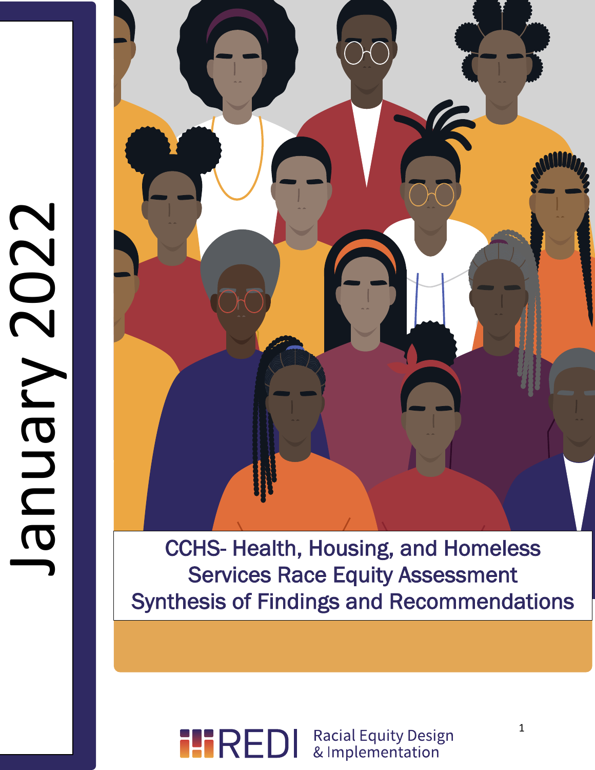January 2022

# CCHS- Health, Housing, and Homeless Services Race Equity Assessment Synthesis of Findings and Recommendations

REDI Racial Equity Design & Implementation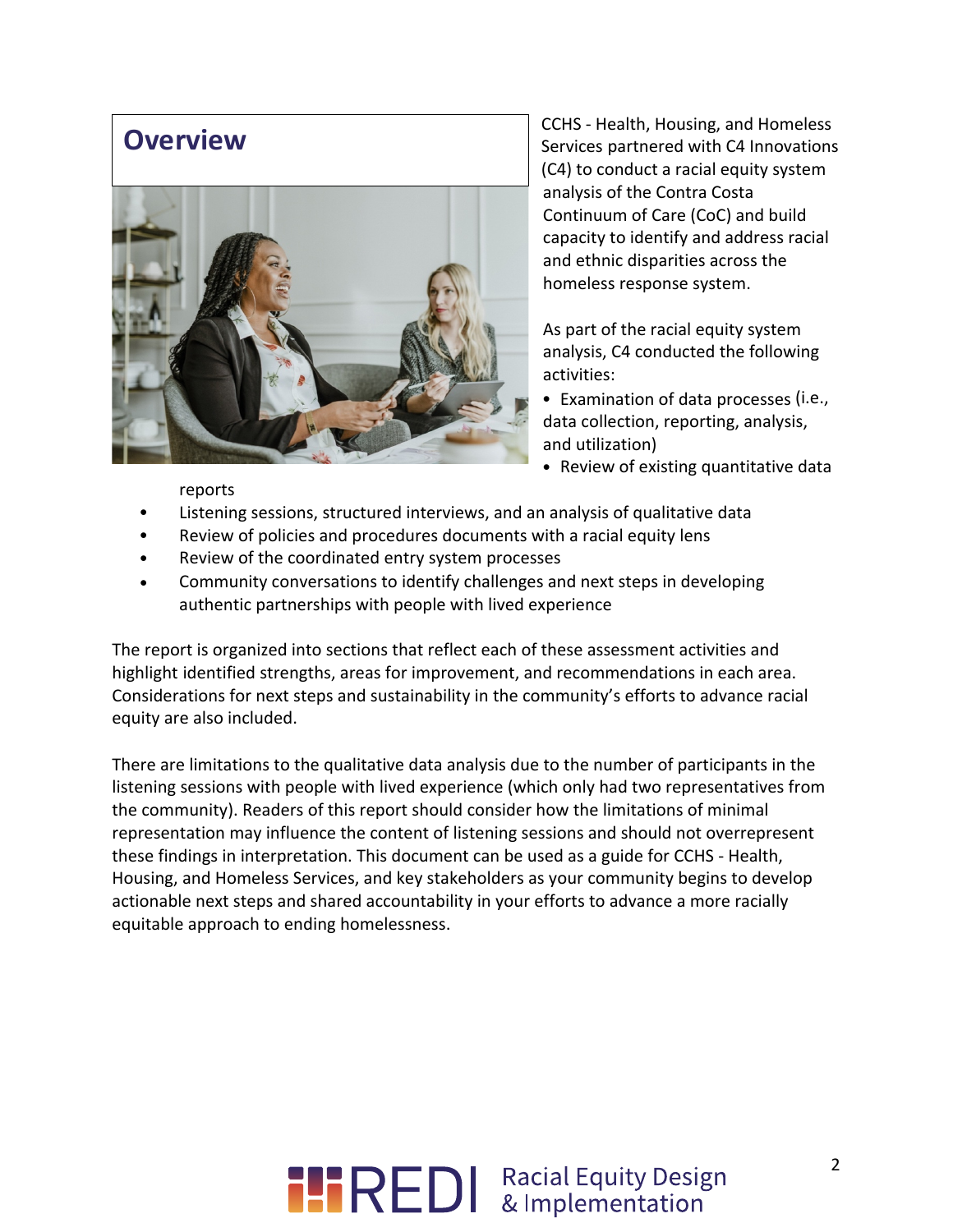## Overview

CCHS - Health, Housing, and Homeless Services partnered with C4 Innovations (C4) to conduct a racial equity system analysis of the Contra Costa Continuum of Care (CoC) and build capacity to identify and address racial and ethnic disparities across the homeless response system.

As part of the racial equity system analysis, C4 conducted the following activities:

- Examination of data processes (i.e., data collection, reporting, analysis, and utilization)
- Review of existing quantitative data reports
- Listening sessions, structured interviews, and an analysis of qualitative data
- Review of policies and procedures documents with a racial equity lens
- Review of the coordinated entry system processes
- Community conversations to identify challenges and next steps in developing authentic partnerships with people with lived experience

The report is organized into sections that reflect each of these assessment activities and highlight identified strengths, areas for improvement, and recommendations in each area. Considerations for next steps and sustainability in the community's efforts to advance racial equity are also included.

There are limitations to the qualitative data analysis due to the number of participants in the listening sessions with people with lived experience (which only had two representatives from the community). Readers of this report should consider how the limitations of minimal representation may influence the content of listening sessions and should not overrepresent these findings in interpretation. This document can be used as a guide for CCHS - Health, Housing, and Homeless Services, and key stakeholders as your community begins to develop actionable next steps and shared accountability in your efforts to advance a more racially equitable approach to ending homelessness.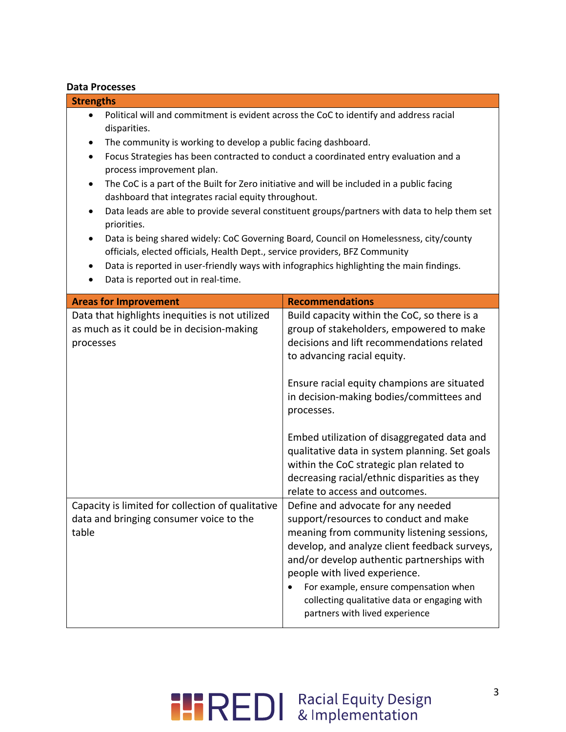**Data Processes**

| Strengths |
| --- |
| • Political will and commitment is evident across the CoC to identify and address racial disparities.<br>• The community is working to develop a public facing dashboard.<br>• Focus Strategies has been contracted to conduct a coordinated entry evaluation and a process improvement plan.<br>• The CoC is a part of the Built for Zero initiative and will be included in a public facing dashboard that integrates racial equity throughout.<br>• Data leads are able to provide several constituent groups/partners with data to help them set priorities.<br>• Data is being shared widely: CoC Governing Board, Council on Homelessness, city/county officials, elected officials, Health Dept., service providers, BFZ Community<br>• Data is reported in user-friendly ways with infographics highlighting the main findings.<br>• Data is reported out in real-time. |

| Areas for Improvement | Recommendations |
| --- | --- |
| Data that highlights inequities is not utilized as much as it could be in decision-making processes | Build capacity within the CoC, so there is a group of stakeholders, empowered to make decisions and lift recommendations related to advancing racial equity.<br><br>Ensure racial equity champions are situated in decision-making bodies/committees and processes.<br><br>Embed utilization of disaggregated data and qualitative data in system planning. Set goals within the CoC strategic plan related to decreasing racial/ethnic disparities as they relate to access and outcomes. |
| Capacity is limited for collection of qualitative data and bringing consumer voice to the table | Define and advocate for any needed support/resources to conduct and make meaning from community listening sessions, develop, and analyze client feedback surveys, and/or develop authentic partnerships with people with lived experience.<br>• For example, ensure compensation when collecting qualitative data or engaging with partners with lived experience |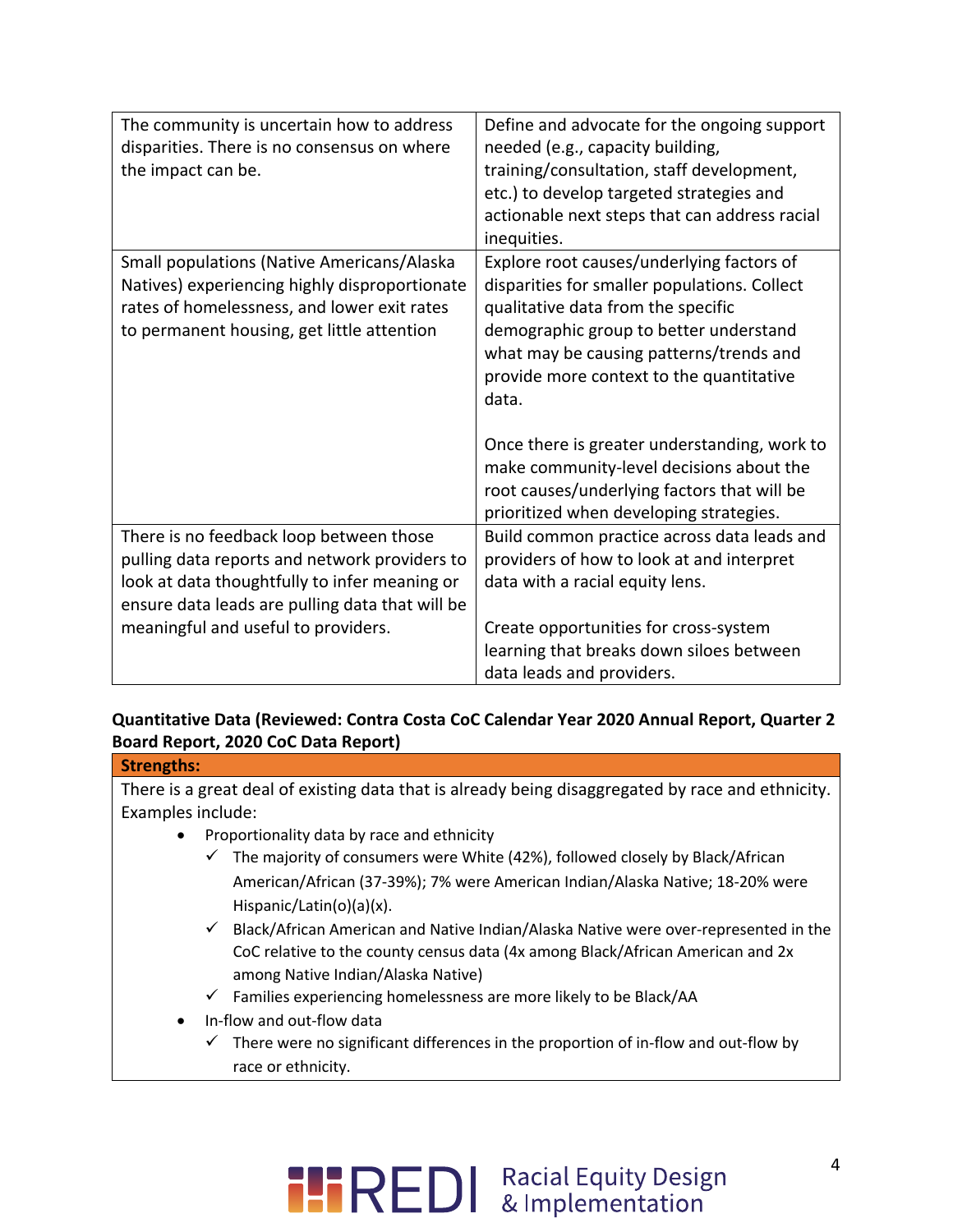| | |
|---|---|
| The community is uncertain how to address disparities. There is no consensus on where the impact can be. | Define and advocate for the ongoing support needed (e.g., capacity building, training/consultation, staff development, etc.) to develop targeted strategies and actionable next steps that can address racial inequities. |
| Small populations (Native Americans/Alaska Natives) experiencing highly disproportionate rates of homelessness, and lower exit rates to permanent housing, get little attention | Explore root causes/underlying factors of disparities for smaller populations. Collect qualitative data from the specific demographic group to better understand what may be causing patterns/trends and provide more context to the quantitative data.<br><br>Once there is greater understanding, work to make community-level decisions about the root causes/underlying factors that will be prioritized when developing strategies. |
| There is no feedback loop between those pulling data reports and network providers to look at data thoughtfully to infer meaning or ensure data leads are pulling data that will be meaningful and useful to providers. | Build common practice across data leads and providers of how to look at and interpret data with a racial equity lens.<br><br>Create opportunities for cross-system learning that breaks down siloes between data leads and providers. |

**Quantitative Data (Reviewed: Contra Costa CoC Calendar Year 2020 Annual Report, Quarter 2 Board Report, 2020 CoC Data Report)**

| **Strengths:** |
|---|
| There is a great deal of existing data that is already being disaggregated by race and ethnicity. Examples include:<br>• Proportionality data by race and ethnicity<br>&nbsp;&nbsp;✓ The majority of consumers were White (42%), followed closely by Black/African American/African (37-39%); 7% were American Indian/Alaska Native; 18-20% were Hispanic/Latin(o)(a)(x).<br>&nbsp;&nbsp;✓ Black/African American and Native Indian/Alaska Native were over-represented in the CoC relative to the county census data (4x among Black/African American and 2x among Native Indian/Alaska Native)<br>&nbsp;&nbsp;✓ Families experiencing homelessness are more likely to be Black/AA<br>• In-flow and out-flow data<br>&nbsp;&nbsp;✓ There were no significant differences in the proportion of in-flow and out-flow by race or ethnicity. |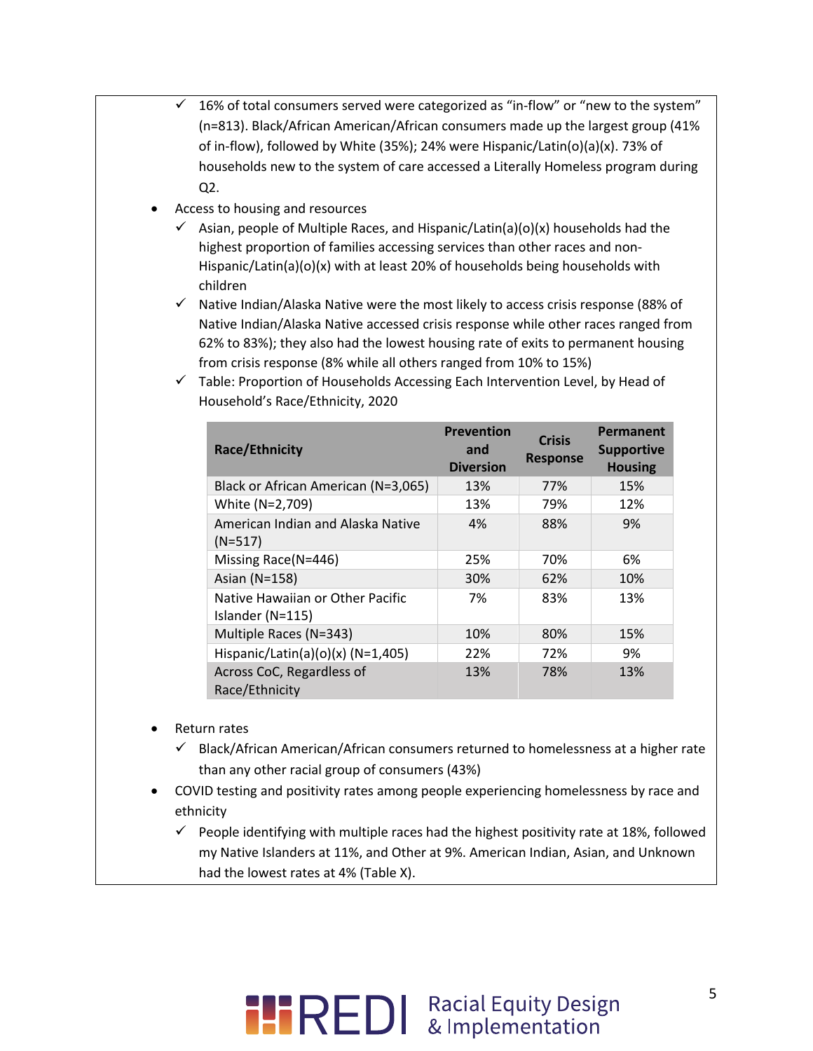- 16% of total consumers served were categorized as "in-flow" or "new to the system" (n=813). Black/African American/African consumers made up the largest group (41% of in-flow), followed by White (35%); 24% were Hispanic/Latin(o)(a)(x). 73% of households new to the system of care accessed a Literally Homeless program during Q2.

- Access to housing and resources
  - Asian, people of Multiple Races, and Hispanic/Latin(a)(o)(x) households had the highest proportion of families accessing services than other races and non-Hispanic/Latin(a)(o)(x) with at least 20% of households being households with children
  - Native Indian/Alaska Native were the most likely to access crisis response (88% of Native Indian/Alaska Native accessed crisis response while other races ranged from 62% to 83%); they also had the lowest housing rate of exits to permanent housing from crisis response (8% while all others ranged from 10% to 15%)
  - Table: Proportion of Households Accessing Each Intervention Level, by Head of Household's Race/Ethnicity, 2020

| Race/Ethnicity | Prevention and Diversion | Crisis Response | Permanent Supportive Housing |
|---|---|---|---|
| Black or African American (N=3,065) | 13% | 77% | 15% |
| White (N=2,709) | 13% | 79% | 12% |
| American Indian and Alaska Native (N=517) | 4% | 88% | 9% |
| Missing Race(N=446) | 25% | 70% | 6% |
| Asian (N=158) | 30% | 62% | 10% |
| Native Hawaiian or Other Pacific Islander (N=115) | 7% | 83% | 13% |
| Multiple Races (N=343) | 10% | 80% | 15% |
| Hispanic/Latin(a)(o)(x) (N=1,405) | 22% | 72% | 9% |
| Across CoC, Regardless of Race/Ethnicity | 13% | 78% | 13% |

- Return rates
  - Black/African American/African consumers returned to homelessness at a higher rate than any other racial group of consumers (43%)
- COVID testing and positivity rates among people experiencing homelessness by race and ethnicity
  - People identifying with multiple races had the highest positivity rate at 18%, followed my Native Islanders at 11%, and Other at 9%. American Indian, Asian, and Unknown had the lowest rates at 4% (Table X).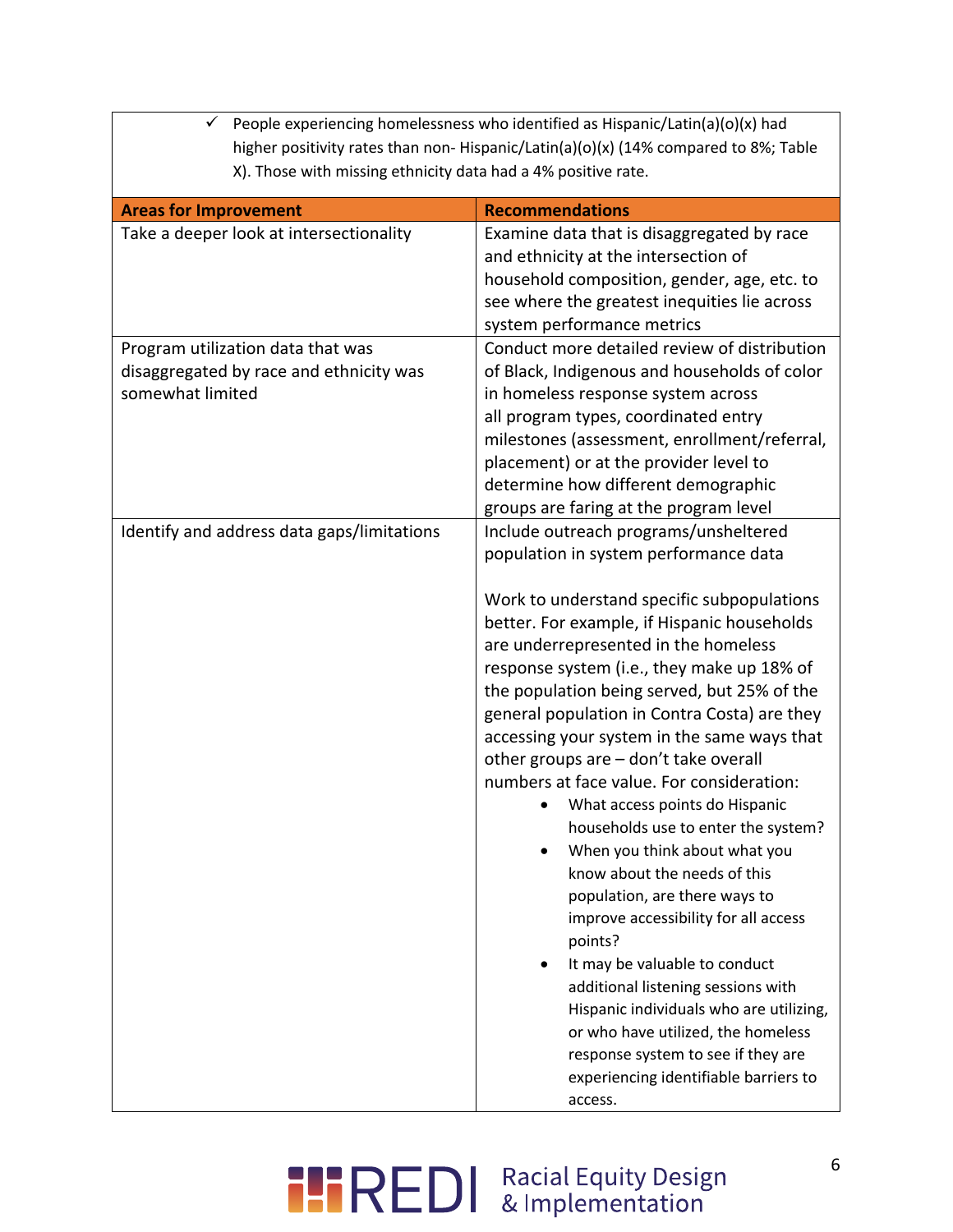- ✓ People experiencing homelessness who identified as Hispanic/Latin(a)(o)(x) had higher positivity rates than non- Hispanic/Latin(a)(o)(x) (14% compared to 8%; Table X). Those with missing ethnicity data had a 4% positive rate.

| Areas for Improvement | Recommendations |
|---|---|
| Take a deeper look at intersectionality | Examine data that is disaggregated by race and ethnicity at the intersection of household composition, gender, age, etc. to see where the greatest inequities lie across system performance metrics |
| Program utilization data that was disaggregated by race and ethnicity was somewhat limited | Conduct more detailed review of distribution of Black, Indigenous and households of color in homeless response system across all program types, coordinated entry milestones (assessment, enrollment/referral, placement) or at the provider level to determine how different demographic groups are faring at the program level |
| Identify and address data gaps/limitations | Include outreach programs/unsheltered population in system performance data<br><br>Work to understand specific subpopulations better. For example, if Hispanic households are underrepresented in the homeless response system (i.e., they make up 18% of the population being served, but 25% of the general population in Contra Costa) are they accessing your system in the same ways that other groups are – don't take overall numbers at face value. For consideration:<br>• What access points do Hispanic households use to enter the system?<br>• When you think about what you know about the needs of this population, are there ways to improve accessibility for all access points?<br>• It may be valuable to conduct additional listening sessions with Hispanic individuals who are utilizing, or who have utilized, the homeless response system to see if they are experiencing identifiable barriers to access. |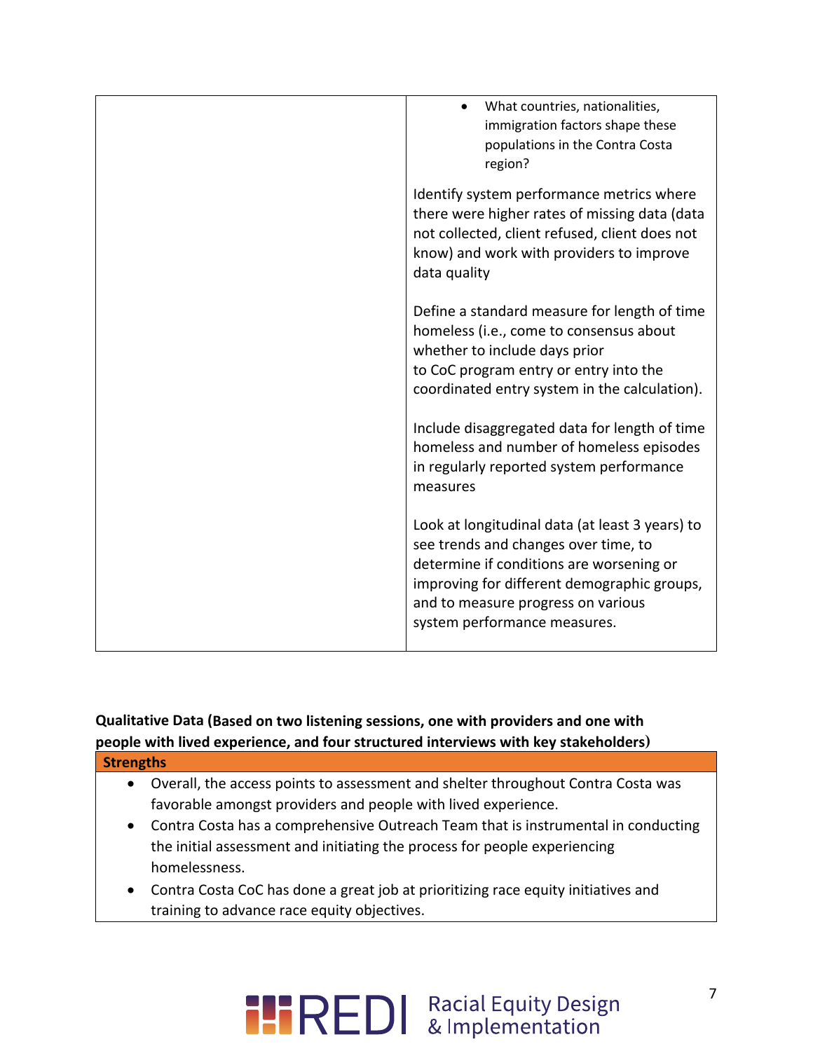| | |
|---|---|
| | • What countries, nationalities, immigration factors shape these populations in the Contra Costa region?<br><br>Identify system performance metrics where there were higher rates of missing data (data not collected, client refused, client does not know) and work with providers to improve data quality<br><br>Define a standard measure for length of time homeless (i.e., come to consensus about whether to include days prior to CoC program entry or entry into the coordinated entry system in the calculation).<br><br>Include disaggregated data for length of time homeless and number of homeless episodes in regularly reported system performance measures<br><br>Look at longitudinal data (at least 3 years) to see trends and changes over time, to determine if conditions are worsening or improving for different demographic groups, and to measure progress on various system performance measures. |

**Qualitative Data (Based on two listening sessions, one with providers and one with people with lived experience, and four structured interviews with key stakeholders)**

| Strengths |
|---|
| • Overall, the access points to assessment and shelter throughout Contra Costa was favorable amongst providers and people with lived experience.<br>• Contra Costa has a comprehensive Outreach Team that is instrumental in conducting the initial assessment and initiating the process for people experiencing homelessness.<br>• Contra Costa CoC has done a great job at prioritizing race equity initiatives and training to advance race equity objectives. |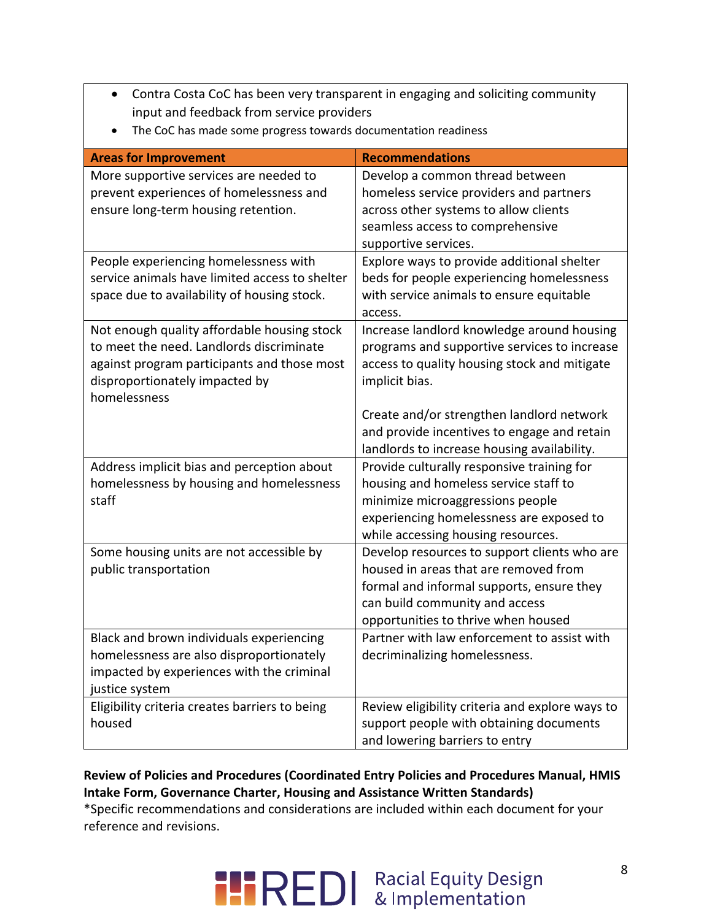- Contra Costa CoC has been very transparent in engaging and soliciting community input and feedback from service providers
- The CoC has made some progress towards documentation readiness

| Areas for Improvement | Recommendations |
|---|---|
| More supportive services are needed to prevent experiences of homelessness and ensure long-term housing retention. | Develop a common thread between homeless service providers and partners across other systems to allow clients seamless access to comprehensive supportive services. |
| People experiencing homelessness with service animals have limited access to shelter space due to availability of housing stock. | Explore ways to provide additional shelter beds for people experiencing homelessness with service animals to ensure equitable access. |
| Not enough quality affordable housing stock to meet the need. Landlords discriminate against program participants and those most disproportionately impacted by homelessness | Increase landlord knowledge around housing programs and supportive services to increase access to quality housing stock and mitigate implicit bias.<br><br>Create and/or strengthen landlord network and provide incentives to engage and retain landlords to increase housing availability. |
| Address implicit bias and perception about homelessness by housing and homelessness staff | Provide culturally responsive training for housing and homeless service staff to minimize microaggressions people experiencing homelessness are exposed to while accessing housing resources. |
| Some housing units are not accessible by public transportation | Develop resources to support clients who are housed in areas that are removed from formal and informal supports, ensure they can build community and access opportunities to thrive when housed |
| Black and brown individuals experiencing homelessness are also disproportionately impacted by experiences with the criminal justice system | Partner with law enforcement to assist with decriminalizing homelessness. |
| Eligibility criteria creates barriers to being housed | Review eligibility criteria and explore ways to support people with obtaining documents and lowering barriers to entry |

**Review of Policies and Procedures (Coordinated Entry Policies and Procedures Manual, HMIS Intake Form, Governance Charter, Housing and Assistance Written Standards)**

*Specific recommendations and considerations are included within each document for your reference and revisions.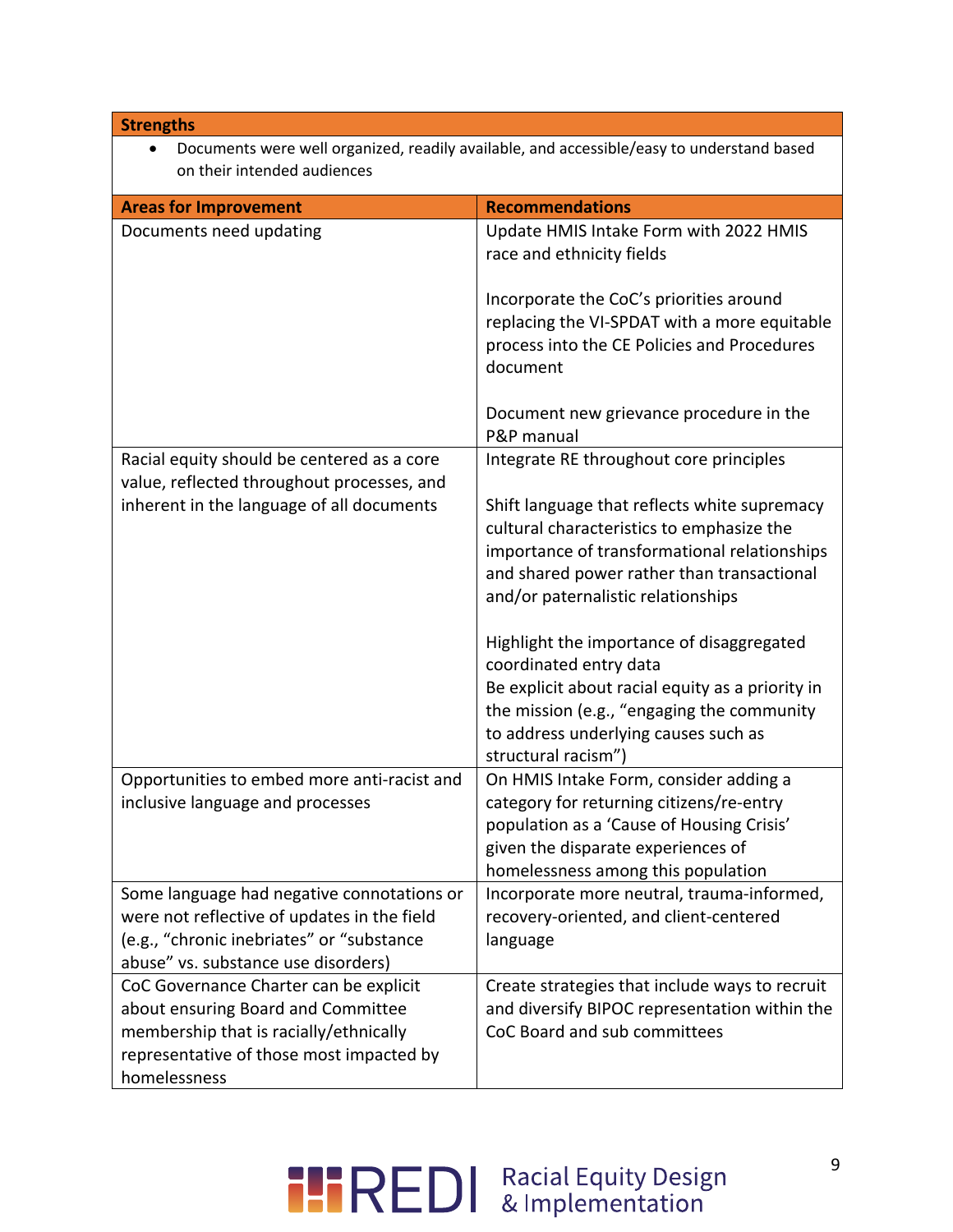| **Strengths** |
| --- |
| • Documents were well organized, readily available, and accessible/easy to understand based on their intended audiences |

| **Areas for Improvement** | **Recommendations** |
| --- | --- |
| Documents need updating | Update HMIS Intake Form with 2022 HMIS race and ethnicity fields<br><br>Incorporate the CoC's priorities around replacing the VI-SPDAT with a more equitable process into the CE Policies and Procedures document<br><br>Document new grievance procedure in the P&P manual |
| Racial equity should be centered as a core value, reflected throughout processes, and inherent in the language of all documents | Integrate RE throughout core principles<br><br>Shift language that reflects white supremacy cultural characteristics to emphasize the importance of transformational relationships and shared power rather than transactional and/or paternalistic relationships<br><br>Highlight the importance of disaggregated coordinated entry data<br>Be explicit about racial equity as a priority in the mission (e.g., "engaging the community to address underlying causes such as structural racism") |
| Opportunities to embed more anti-racist and inclusive language and processes | On HMIS Intake Form, consider adding a category for returning citizens/re-entry population as a 'Cause of Housing Crisis' given the disparate experiences of homelessness among this population |
| Some language had negative connotations or were not reflective of updates in the field (e.g., "chronic inebriates" or "substance abuse" vs. substance use disorders) | Incorporate more neutral, trauma-informed, recovery-oriented, and client-centered language |
| CoC Governance Charter can be explicit about ensuring Board and Committee membership that is racially/ethnically representative of those most impacted by homelessness | Create strategies that include ways to recruit and diversify BIPOC representation within the CoC Board and sub committees |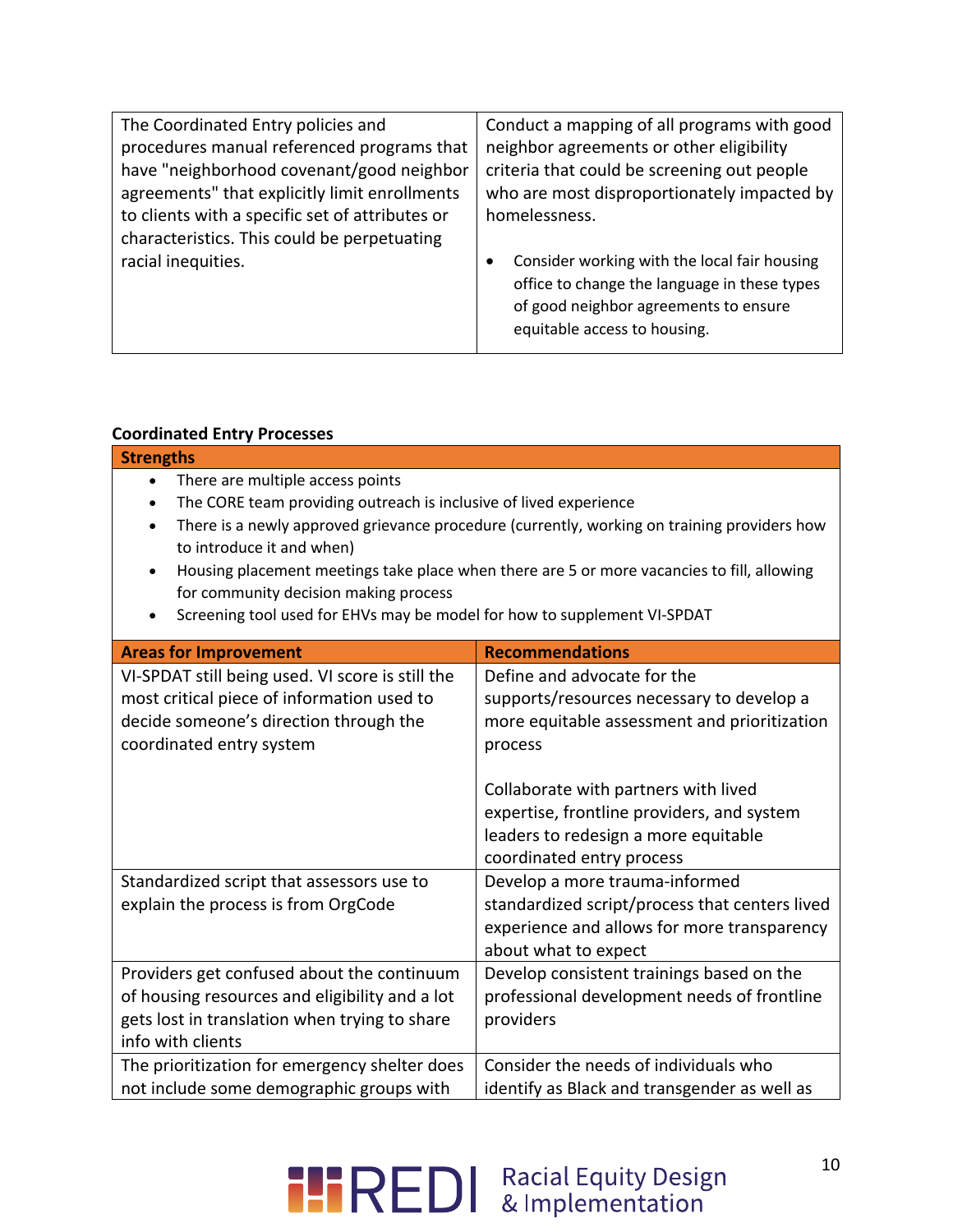| | |
|---|---|
| The Coordinated Entry policies and procedures manual referenced programs that have "neighborhood covenant/good neighbor agreements" that explicitly limit enrollments to clients with a specific set of attributes or characteristics. This could be perpetuating racial inequities. | Conduct a mapping of all programs with good neighbor agreements or other eligibility criteria that could be screening out people who are most disproportionately impacted by homelessness.<br><br>• Consider working with the local fair housing office to change the language in these types of good neighbor agreements to ensure equitable access to housing. |

**Coordinated Entry Processes**

**Strengths**

- There are multiple access points
- The CORE team providing outreach is inclusive of lived experience
- There is a newly approved grievance procedure (currently, working on training providers how to introduce it and when)
- Housing placement meetings take place when there are 5 or more vacancies to fill, allowing for community decision making process
- Screening tool used for EHVs may be model for how to supplement VI-SPDAT

| **Areas for Improvement** | **Recommendations** |
|---|---|
| VI-SPDAT still being used. VI score is still the most critical piece of information used to decide someone's direction through the coordinated entry system | Define and advocate for the supports/resources necessary to develop a more equitable assessment and prioritization process<br><br>Collaborate with partners with lived expertise, frontline providers, and system leaders to redesign a more equitable coordinated entry process |
| Standardized script that assessors use to explain the process is from OrgCode | Develop a more trauma-informed standardized script/process that centers lived experience and allows for more transparency about what to expect |
| Providers get confused about the continuum of housing resources and eligibility and a lot gets lost in translation when trying to share info with clients | Develop consistent trainings based on the professional development needs of frontline providers |
| The prioritization for emergency shelter does not include some demographic groups with | Consider the needs of individuals who identify as Black and transgender as well as |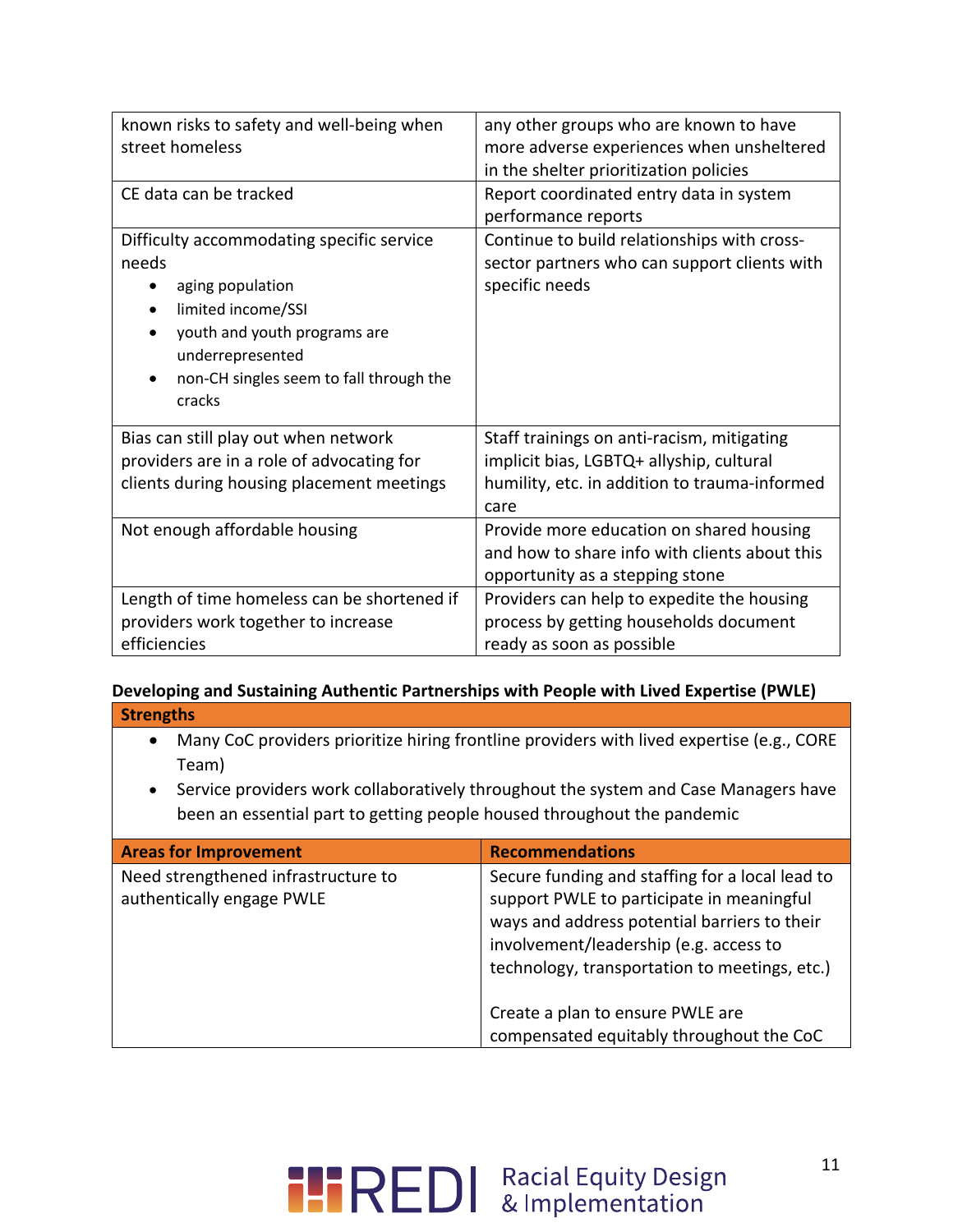| | |
|---|---|
| known risks to safety and well-being when street homeless | any other groups who are known to have more adverse experiences when unsheltered in the shelter prioritization policies |
| CE data can be tracked | Report coordinated entry data in system performance reports |
| Difficulty accommodating specific service needs<br>• aging population<br>• limited income/SSI<br>• youth and youth programs are underrepresented<br>• non-CH singles seem to fall through the cracks | Continue to build relationships with cross-sector partners who can support clients with specific needs |
| Bias can still play out when network providers are in a role of advocating for clients during housing placement meetings | Staff trainings on anti-racism, mitigating implicit bias, LGBTQ+ allyship, cultural humility, etc. in addition to trauma-informed care |
| Not enough affordable housing | Provide more education on shared housing and how to share info with clients about this opportunity as a stepping stone |
| Length of time homeless can be shortened if providers work together to increase efficiencies | Providers can help to expedite the housing process by getting households document ready as soon as possible |

**Developing and Sustaining Authentic Partnerships with People with Lived Expertise (PWLE)**

**Strengths**

- Many CoC providers prioritize hiring frontline providers with lived expertise (e.g., CORE Team)
- Service providers work collaboratively throughout the system and Case Managers have been an essential part to getting people housed throughout the pandemic

| Areas for Improvement | Recommendations |
|---|---|
| Need strengthened infrastructure to authentically engage PWLE | Secure funding and staffing for a local lead to support PWLE to participate in meaningful ways and address potential barriers to their involvement/leadership (e.g. access to technology, transportation to meetings, etc.)<br><br>Create a plan to ensure PWLE are compensated equitably throughout the CoC |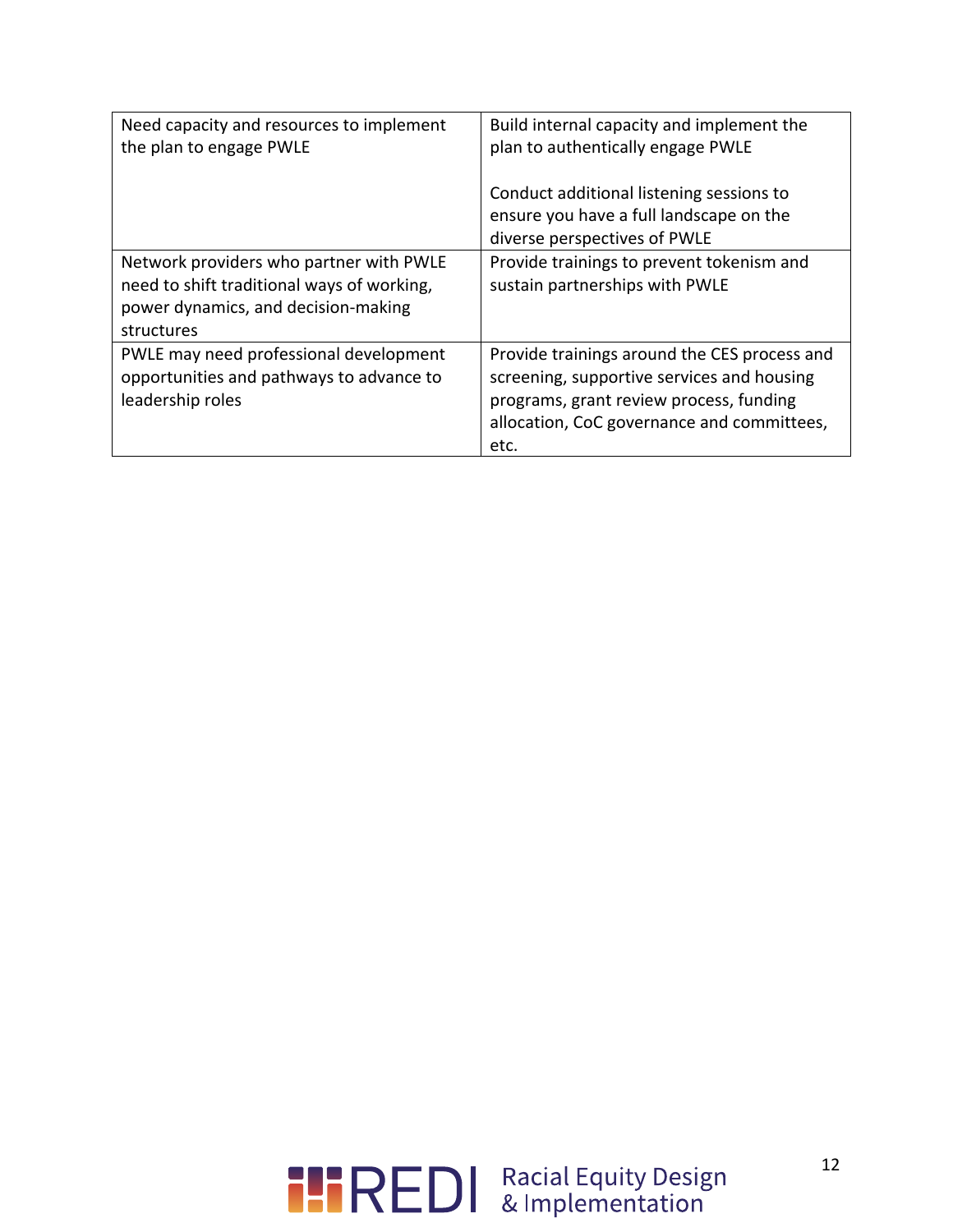| | |
|---|---|
| Need capacity and resources to implement the plan to engage PWLE | Build internal capacity and implement the plan to authentically engage PWLE<br><br>Conduct additional listening sessions to ensure you have a full landscape on the diverse perspectives of PWLE |
| Network providers who partner with PWLE need to shift traditional ways of working, power dynamics, and decision-making structures | Provide trainings to prevent tokenism and sustain partnerships with PWLE |
| PWLE may need professional development opportunities and pathways to advance to leadership roles | Provide trainings around the CES process and screening, supportive services and housing programs, grant review process, funding allocation, CoC governance and committees, etc. |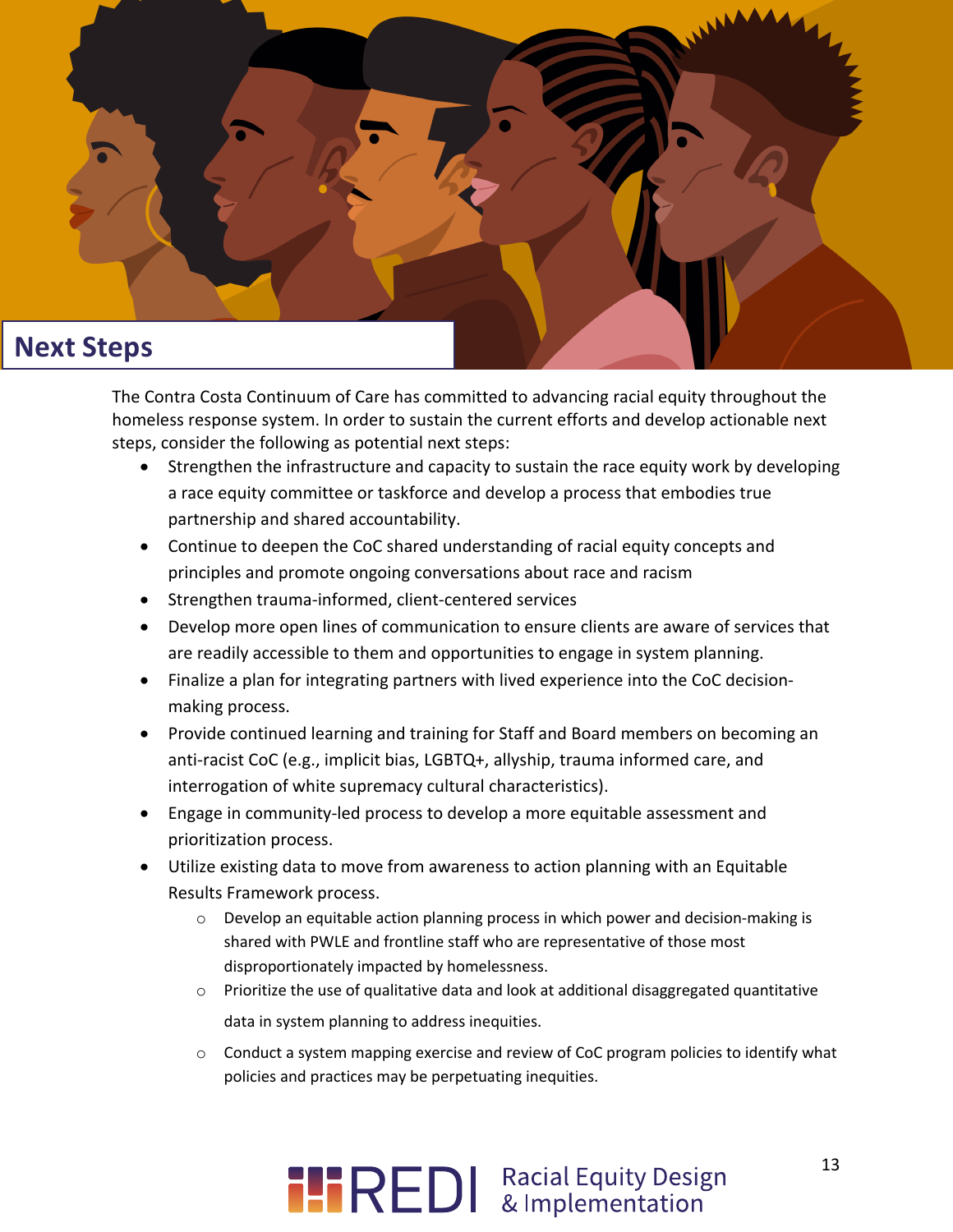## Next Steps

The Contra Costa Continuum of Care has committed to advancing racial equity throughout the homeless response system. In order to sustain the current efforts and develop actionable next steps, consider the following as potential next steps:

- Strengthen the infrastructure and capacity to sustain the race equity work by developing a race equity committee or taskforce and develop a process that embodies true partnership and shared accountability.
- Continue to deepen the CoC shared understanding of racial equity concepts and principles and promote ongoing conversations about race and racism
- Strengthen trauma-informed, client-centered services
- Develop more open lines of communication to ensure clients are aware of services that are readily accessible to them and opportunities to engage in system planning.
- Finalize a plan for integrating partners with lived experience into the CoC decision-making process.
- Provide continued learning and training for Staff and Board members on becoming an anti-racist CoC (e.g., implicit bias, LGBTQ+, allyship, trauma informed care, and interrogation of white supremacy cultural characteristics).
- Engage in community-led process to develop a more equitable assessment and prioritization process.
- Utilize existing data to move from awareness to action planning with an Equitable Results Framework process.
  - Develop an equitable action planning process in which power and decision-making is shared with PWLE and frontline staff who are representative of those most disproportionately impacted by homelessness.
  - Prioritize the use of qualitative data and look at additional disaggregated quantitative data in system planning to address inequities.
  - Conduct a system mapping exercise and review of CoC program policies to identify what policies and practices may be perpetuating inequities.